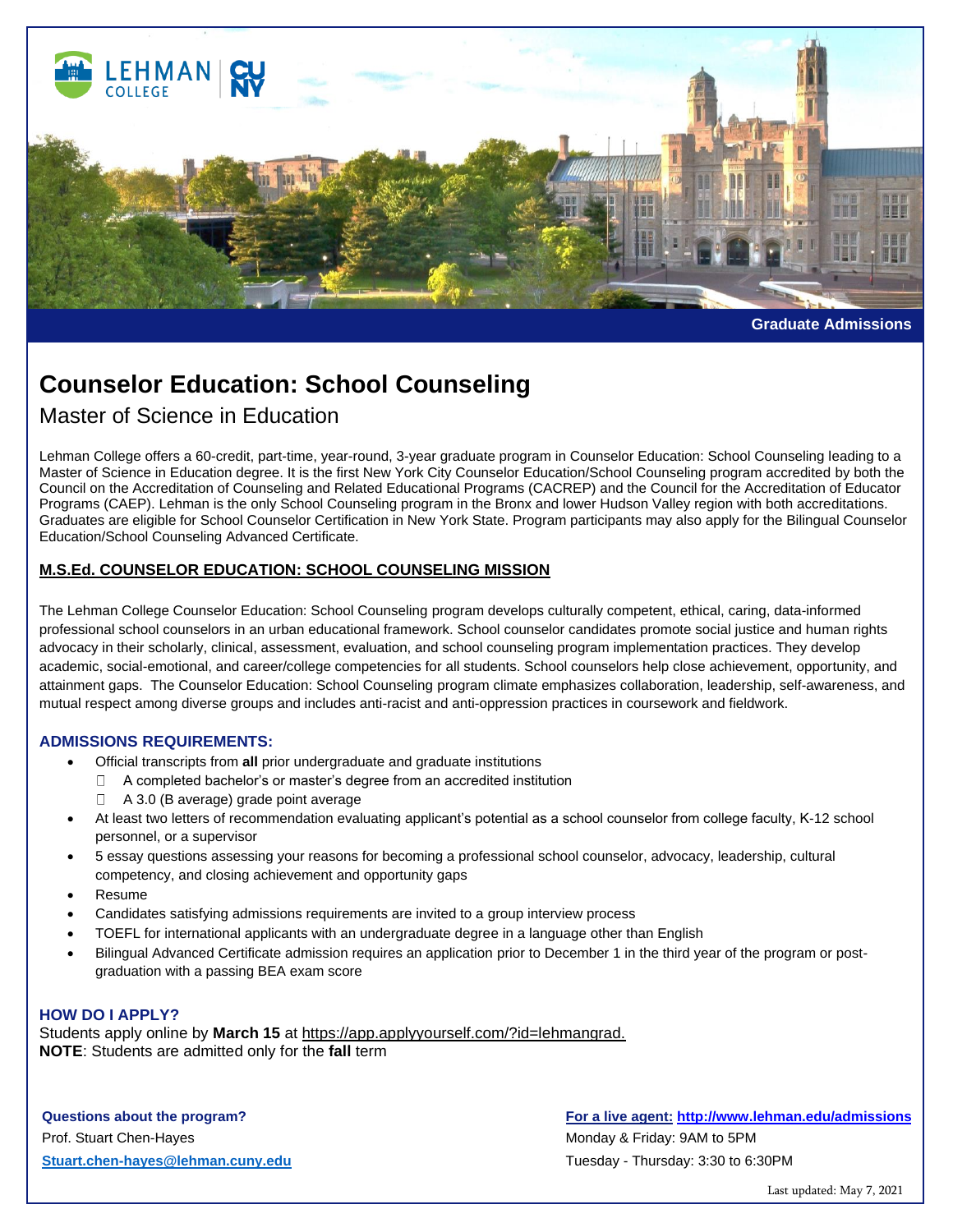Graduate Admissions

# Counselor Education: School Counseling

## Master of Science in Education

Lehman College offers a 60-credit, part-time, year-round, 3-year graduate program in Counselor Education: School Counseling leading to a Master of Science in Education degree. It is the first New York City Counselor Education/School Counseling program accredited by both the Council on the Accreditation of Counseling and Related Educational Programs (CACREP) and the Council for the Accreditation of Educator Programs (CAEP). Lehman is the only School Counseling program in the Bronx and lower Hudson Valley region with both accreditations. Graduates are eligible for School Counselor Certification in New York State. Program participants may also apply for the Bilingual Counselor Education/School Counseling Advanced Certificate.

### M.S.Ed. COUNSELOR EDUCATION: SCHOOL COUNSELING MISSION

The Lehman College Counselor Education: School Counseling program develops culturally competent, ethical, caring, data-informed professional school counselors in an urban educational framework. School counselor candidates promote social justice and human rights advocacy in their scholarly, clinical, assessment, evaluation, and school counseling program implementation practices. They develop academic, social-emotional, and career/college competencies for all students. School counselors help close achievement, opportunity, and attainment gaps. The Counselor Education: School Counseling program climate emphasizes collaboration, leadership, self-awareness, and mutual respect among diverse groups and includes anti-racist and anti-oppression practices in coursework and fieldwork.

### ADMISSIONS REQUIREMENTS:

- Official transcripts from **all** prior undergraduate and graduate institutions
  - A completed bachelor's or master's degree from an accredited institution
  - A 3.0 (B average) grade point average
- At least two letters of recommendation evaluating applicant's potential as a school counselor from college faculty, K-12 school personnel, or a supervisor
- 5 essay questions assessing your reasons for becoming a professional school counselor, advocacy, leadership, cultural competency, and closing achievement and opportunity gaps
- Resume
- Candidates satisfying admissions requirements are invited to a group interview process
- TOEFL for international applicants with an undergraduate degree in a language other than English
- Bilingual Advanced Certificate admission requires an application prior to December 1 in the third year of the program or post-graduation with a passing BEA exam score

### HOW DO I APPLY?

Students apply online by **March 15** at https://app.applyyourself.com/?id=lehmangrad.
**NOTE**: Students are admitted only for the **fall** term

**Questions about the program?**
Prof. Stuart Chen-Hayes
Stuart.chen-hayes@lehman.cuny.edu

**For a live agent:** http://www.lehman.edu/admissions
Monday & Friday: 9AM to 5PM
Tuesday - Thursday: 3:30 to 6:30PM

Last updated: May 7, 2021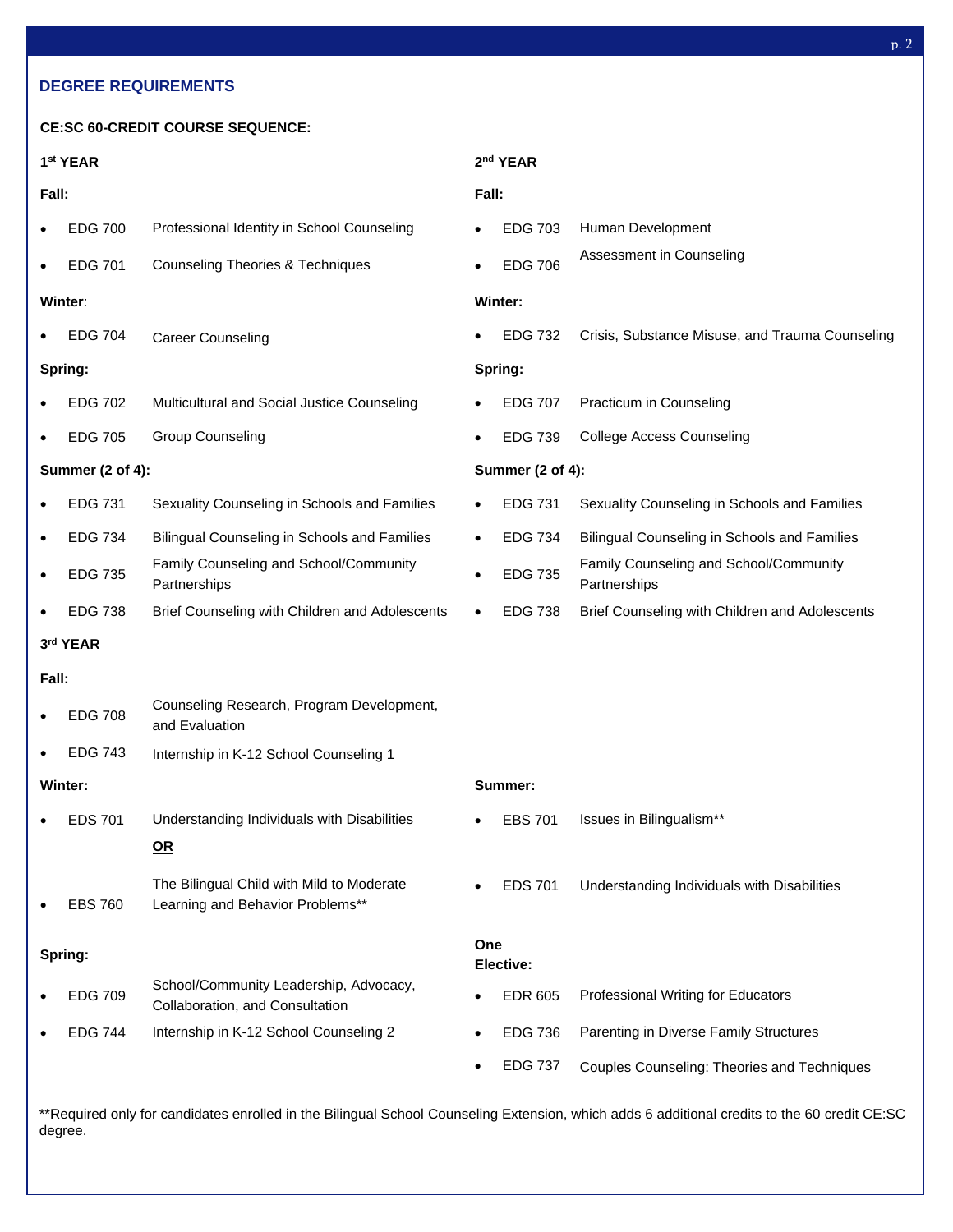## DEGREE REQUIREMENTS

**CE:SC 60-CREDIT COURSE SEQUENCE:**

### 1st YEAR

**Fall:**

- EDG 700 Professional Identity in School Counseling
- EDG 701 Counseling Theories & Techniques

**Winter:**

- EDG 704 Career Counseling

**Spring:**

- EDG 702 Multicultural and Social Justice Counseling
- EDG 705 Group Counseling

**Summer (2 of 4):**

- EDG 731 Sexuality Counseling in Schools and Families
- EDG 734 Bilingual Counseling in Schools and Families
- EDG 735 Family Counseling and School/Community Partnerships
- EDG 738 Brief Counseling with Children and Adolescents

### 2nd YEAR

**Fall:**

- EDG 703 Human Development
- EDG 706 Assessment in Counseling

**Winter:**

- EDG 732 Crisis, Substance Misuse, and Trauma Counseling

**Spring:**

- EDG 707 Practicum in Counseling
- EDG 739 College Access Counseling

**Summer (2 of 4):**

- EDG 731 Sexuality Counseling in Schools and Families
- EDG 734 Bilingual Counseling in Schools and Families
- EDG 735 Family Counseling and School/Community Partnerships
- EDG 738 Brief Counseling with Children and Adolescents

### 3rd YEAR

**Fall:**

- EDG 708 Counseling Research, Program Development, and Evaluation
- EDG 743 Internship in K-12 School Counseling 1

**Winter:**

- EDS 701 Understanding Individuals with Disabilities

  **OR**

- EBS 760 The Bilingual Child with Mild to Moderate Learning and Behavior Problems**

**Spring:**

- EDG 709 School/Community Leadership, Advocacy, Collaboration, and Consultation
- EDG 744 Internship in K-12 School Counseling 2

**Summer:**

- EBS 701 Issues in Bilingualism**
- EDS 701 Understanding Individuals with Disabilities

**One Elective:**

- EDR 605 Professional Writing for Educators
- EDG 736 Parenting in Diverse Family Structures
- EDG 737 Couples Counseling: Theories and Techniques

**Required only for candidates enrolled in the Bilingual School Counseling Extension, which adds 6 additional credits to the 60 credit CE:SC degree.